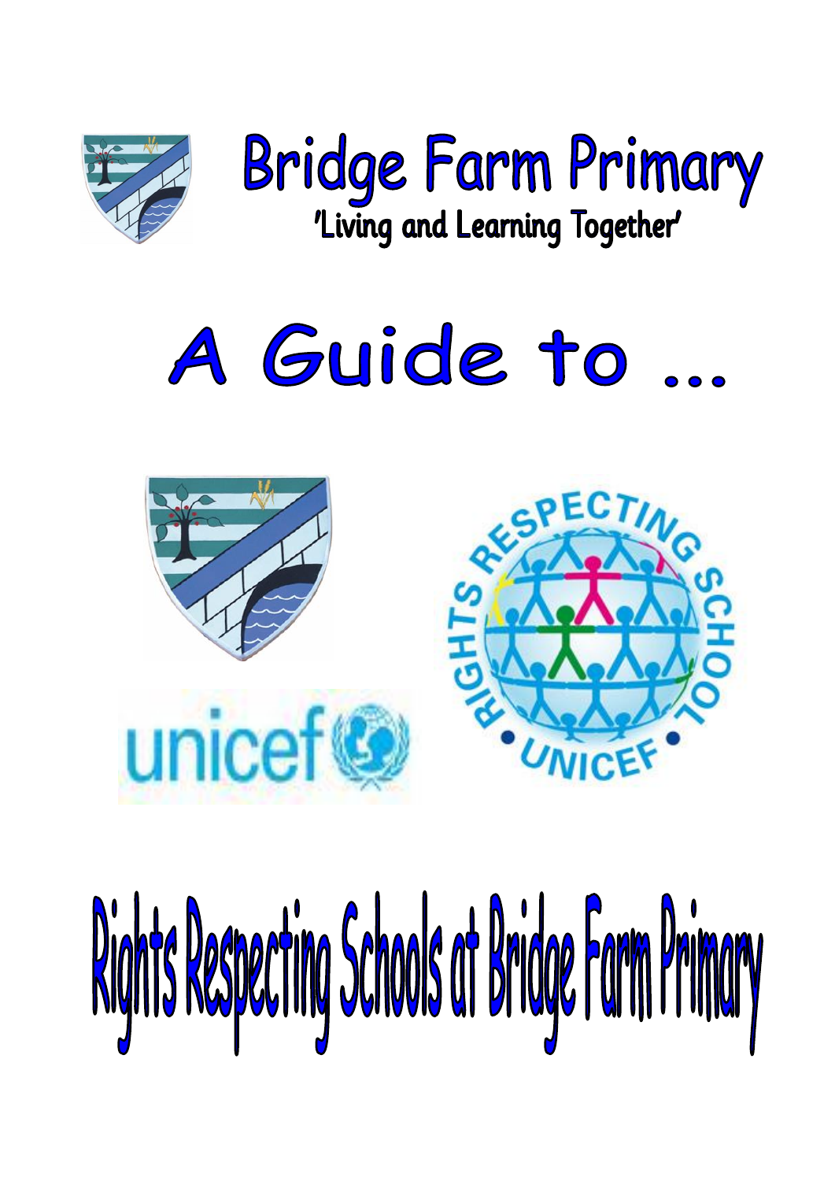# Bridge Farm Primary

'Living and Learning Together'

# A Guide to ...

# Rights Respecting Schools at Bridge Farm Primary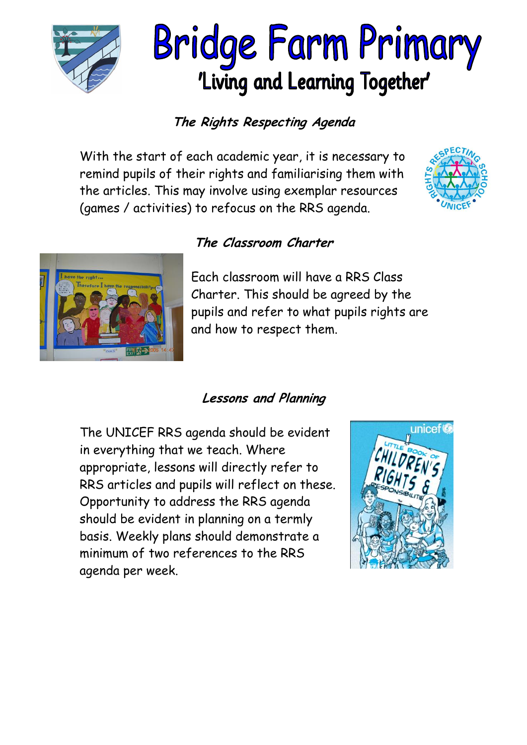# Bridge Farm Primary

## 'Living and Learning Together'

### *The Rights Respecting Agenda*

With the start of each academic year, it is necessary to remind pupils of their rights and familiarising them with the articles. This may involve using exemplar resources (games / activities) to refocus on the RRS agenda.

### *The Classroom Charter*

Each classroom will have a RRS Class Charter. This should be agreed by the pupils and refer to what pupils rights are and how to respect them.

### *Lessons and Planning*

The UNICEF RRS agenda should be evident in everything that we teach. Where appropriate, lessons will directly refer to RRS articles and pupils will reflect on these. Opportunity to address the RRS agenda should be evident in planning on a termly basis. Weekly plans should demonstrate a minimum of two references to the RRS agenda per week.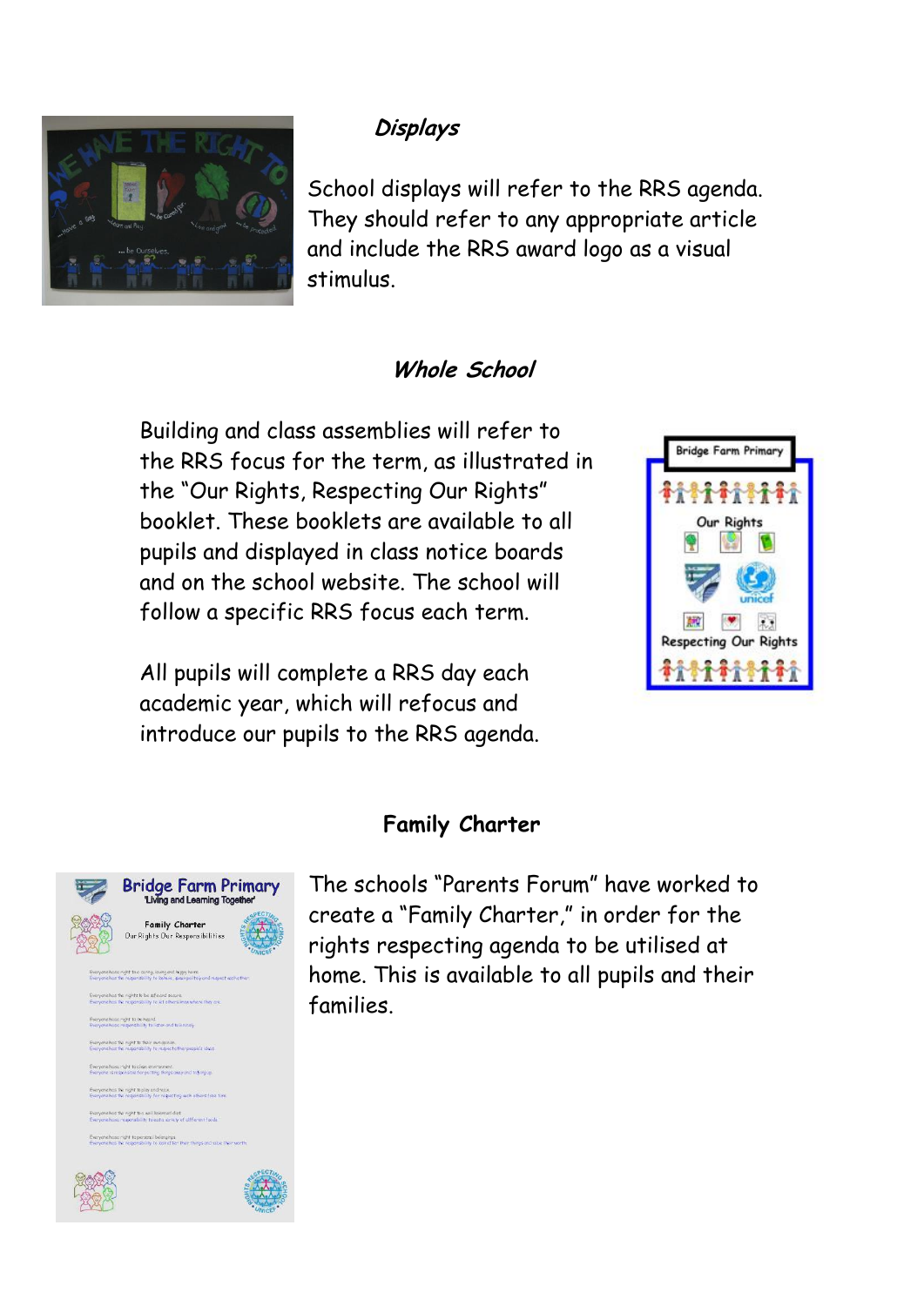### *Displays*

School displays will refer to the RRS agenda. They should refer to any appropriate article and include the RRS award logo as a visual stimulus.

### *Whole School*

Building and class assemblies will refer to the RRS focus for the term, as illustrated in the "Our Rights, Respecting Our Rights" booklet. These booklets are available to all pupils and displayed in class notice boards and on the school website. The school will follow a specific RRS focus each term.

All pupils will complete a RRS day each academic year, which will refocus and introduce our pupils to the RRS agenda.

### Family Charter

The schools "Parents Forum" have worked to create a "Family Charter," in order for the rights respecting agenda to be utilised at home. This is available to all pupils and their families.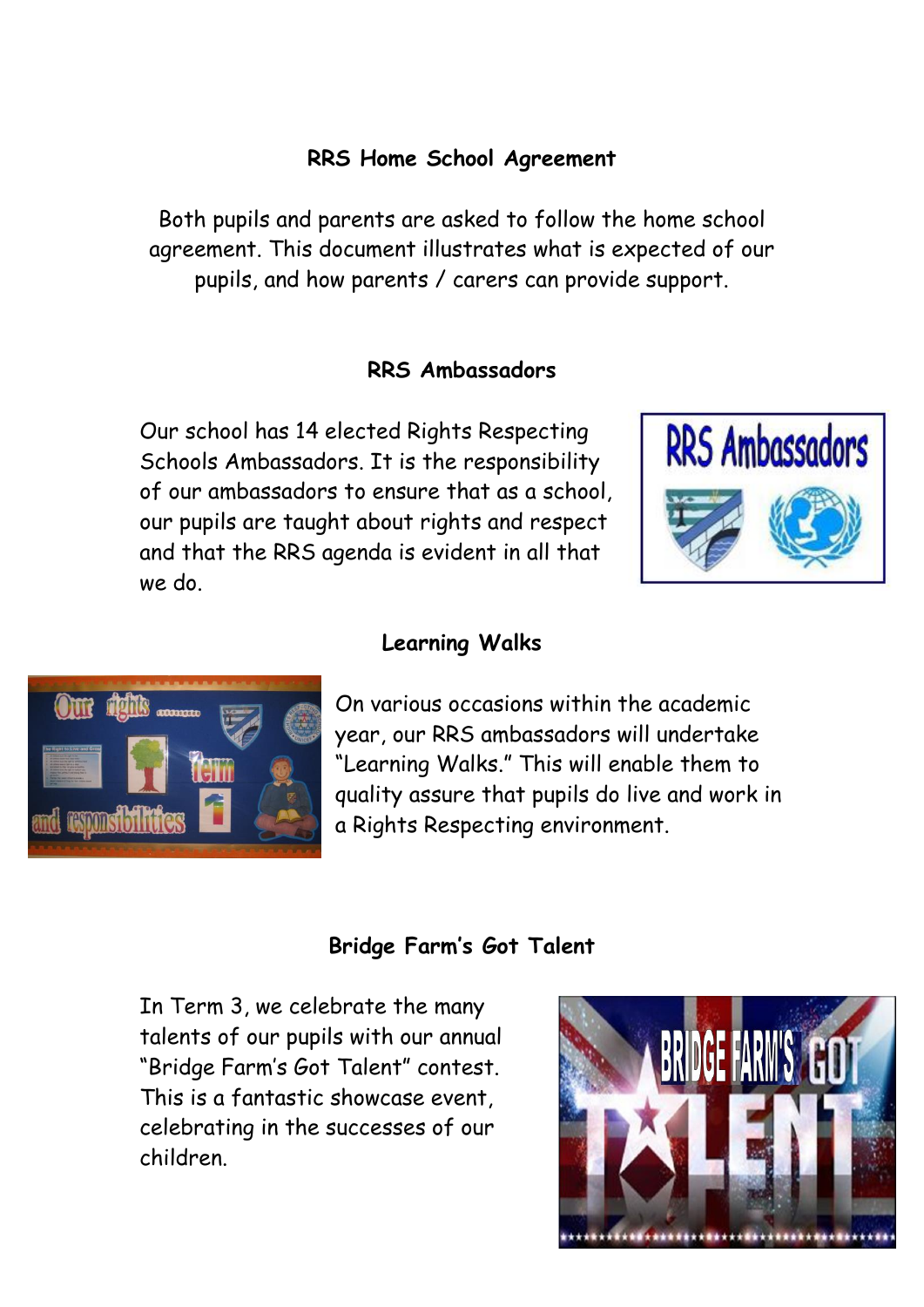## RRS Home School Agreement

Both pupils and parents are asked to follow the home school agreement. This document illustrates what is expected of our pupils, and how parents / carers can provide support.

## RRS Ambassadors

Our school has 14 elected Rights Respecting Schools Ambassadors. It is the responsibility of our ambassadors to ensure that as a school, our pupils are taught about rights and respect and that the RRS agenda is evident in all that we do.

## Learning Walks

On various occasions within the academic year, our RRS ambassadors will undertake "Learning Walks." This will enable them to quality assure that pupils do live and work in a Rights Respecting environment.

## Bridge Farm's Got Talent

In Term 3, we celebrate the many talents of our pupils with our annual "Bridge Farm's Got Talent" contest. This is a fantastic showcase event, celebrating in the successes of our children.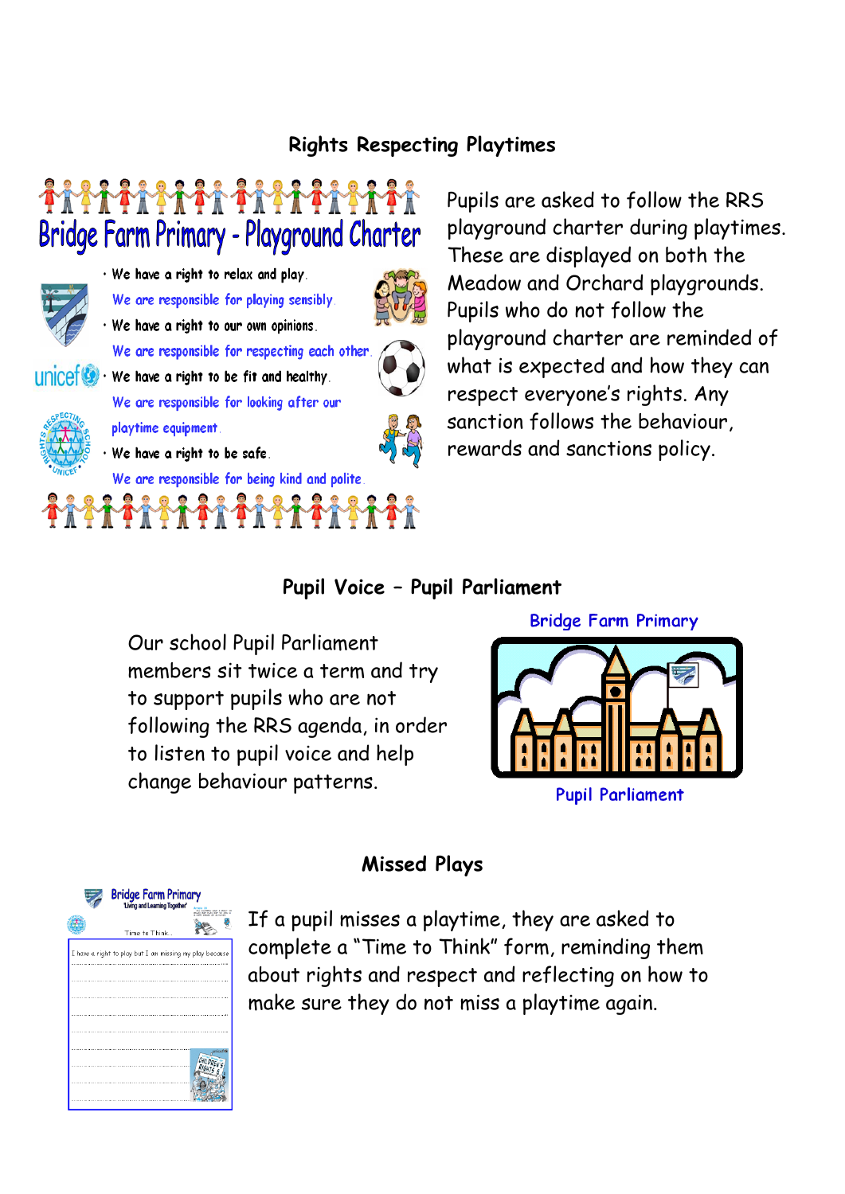## Rights Respecting Playtimes

**Bridge Farm Primary - Playground Charter**

- We have a right to relax and play.
  We are responsible for playing sensibly.
- We have a right to our own opinions.
  We are responsible for respecting each other.
- We have a right to be fit and healthy.
  We are responsible for looking after our playtime equipment.
- We have a right to be safe.
  We are responsible for being kind and polite.

Pupils are asked to follow the RRS playground charter during playtimes. These are displayed on both the Meadow and Orchard playgrounds. Pupils who do not follow the playground charter are reminded of what is expected and how they can respect everyone's rights. Any sanction follows the behaviour, rewards and sanctions policy.

## Pupil Voice – Pupil Parliament

Our school Pupil Parliament members sit twice a term and try to support pupils who are not following the RRS agenda, in order to listen to pupil voice and help change behaviour patterns.

Bridge Farm Primary

Pupil Parliament

## Missed Plays

Bridge Farm Primary
'Living and Learning Together'

Time to Think...

I have a right to play but I am missing my play because

If a pupil misses a playtime, they are asked to complete a "Time to Think" form, reminding them about rights and respect and reflecting on how to make sure they do not miss a playtime again.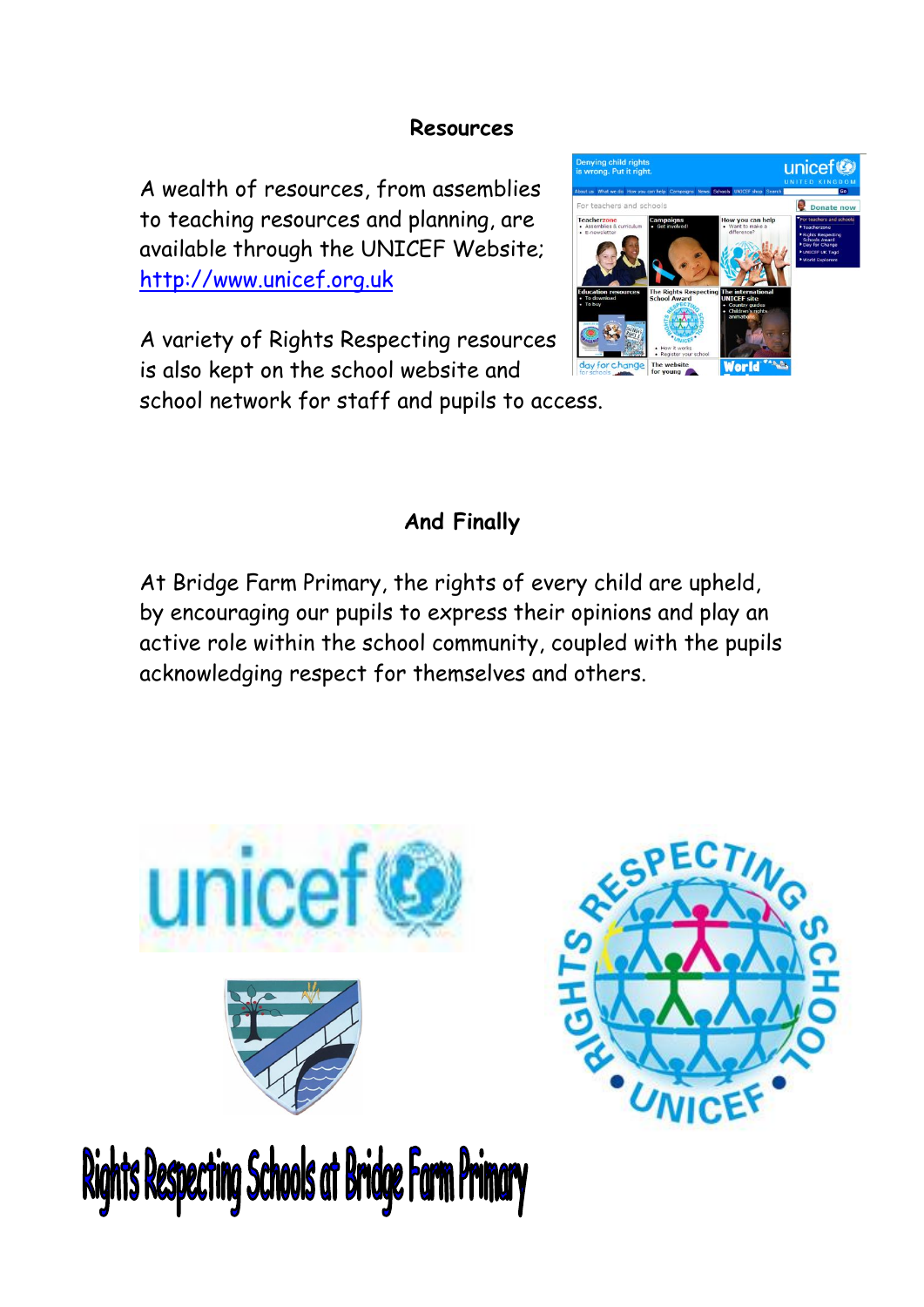## Resources

A wealth of resources, from assemblies to teaching resources and planning, are available through the UNICEF Website; http://www.unicef.org.uk

A variety of Rights Respecting resources is also kept on the school website and school network for staff and pupils to access.

## And Finally

At Bridge Farm Primary, the rights of every child are upheld, by encouraging our pupils to express their opinions and play an active role within the school community, coupled with the pupils acknowledging respect for themselves and others.

**Rights Respecting Schools at Bridge Farm Primary**